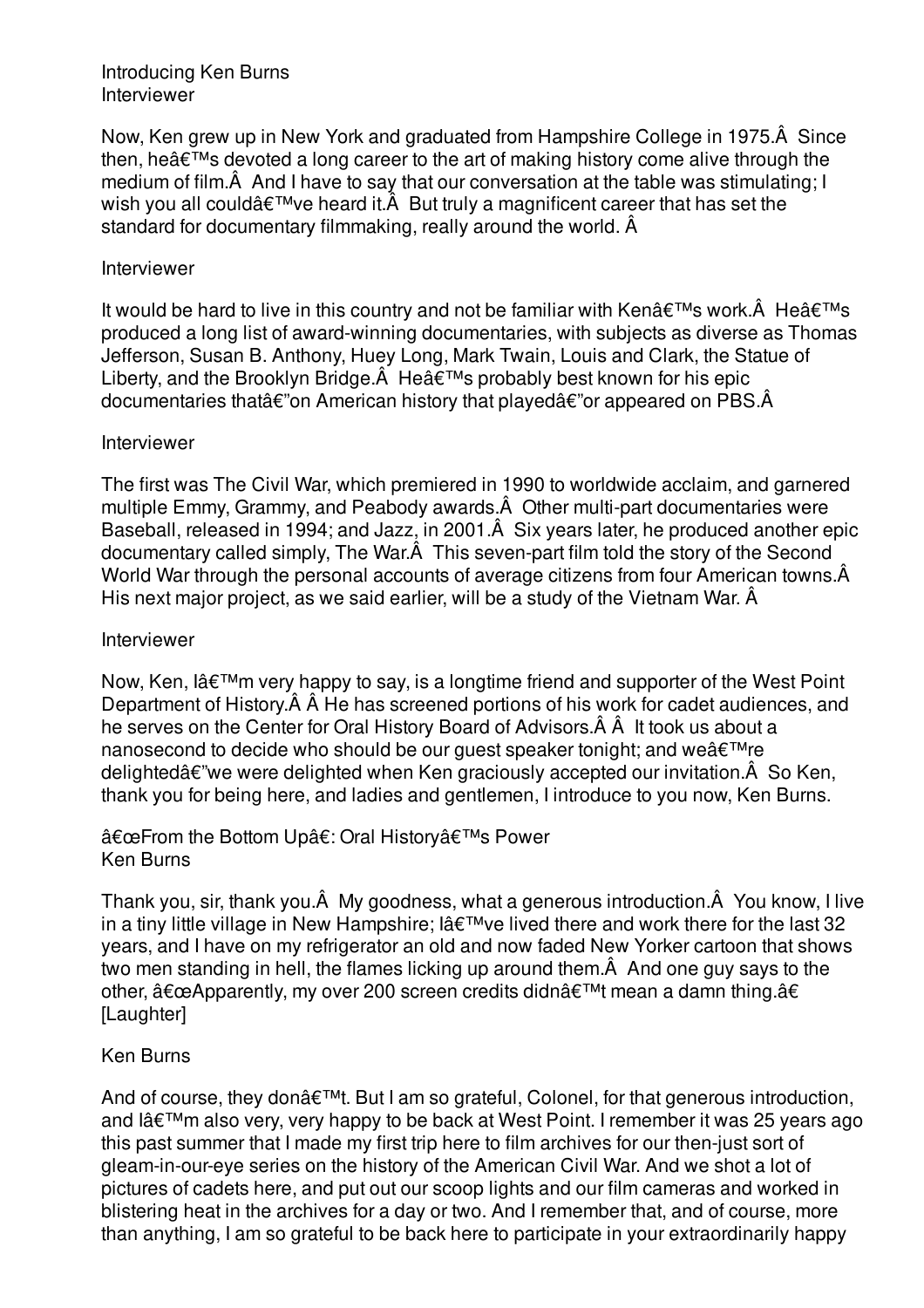Introducing Ken Burns
Interviewer

Now, Ken grew up in New York and graduated from Hampshire College in 1975.Â  Since then, heâ€™s devoted a long career to the art of making history come alive through the medium of film.Â  And I have to say that our conversation at the table was stimulating; I wish you all couldâ€™ve heard it.Â  But truly a magnificent career that has set the standard for documentary filmmaking, really around the world. Â

Interviewer

It would be hard to live in this country and not be familiar with Kenâ€™s work.Â  Heâ€™s produced a long list of award-winning documentaries, with subjects as diverse as Thomas Jefferson, Susan B. Anthony, Huey Long, Mark Twain, Louis and Clark, the Statue of Liberty, and the Brooklyn Bridge.Â  Heâ€™s probably best known for his epic documentaries thatâ€"on American history that playedâ€"or appeared on PBS.Â

Interviewer

The first was The Civil War, which premiered in 1990 to worldwide acclaim, and garnered multiple Emmy, Grammy, and Peabody awards.Â  Other multi-part documentaries were Baseball, released in 1994; and Jazz, in 2001.Â  Six years later, he produced another epic documentary called simply, The War.Â  This seven-part film told the story of the Second World War through the personal accounts of average citizens from four American towns.Â  His next major project, as we said earlier, will be a study of the Vietnam War. Â

Interviewer

Now, Ken, Iâ€™m very happy to say, is a longtime friend and supporter of the West Point Department of History.Â Â He has screened portions of his work for cadet audiences, and he serves on the Center for Oral History Board of Advisors.Â Â  It took us about a nanosecond to decide who should be our guest speaker tonight; and weâ€™re delightedâ€"we were delighted when Ken graciously accepted our invitation.Â  So Ken, thank you for being here, and ladies and gentlemen, I introduce to you now, Ken Burns.

â€œFrom the Bottom Upâ€: Oral Historyâ€™s Power
Ken Burns

Thank you, sir, thank you.Â  My goodness, what a generous introduction.Â  You know, I live in a tiny little village in New Hampshire; Iâ€™ve lived there and work there for the last 32 years, and I have on my refrigerator an old and now faded New Yorker cartoon that shows two men standing in hell, the flames licking up around them.Â  And one guy says to the other, â€œApparently, my over 200 screen credits didnâ€™t mean a damn thing.â€ [Laughter]

Ken Burns

And of course, they donâ€™t. But I am so grateful, Colonel, for that generous introduction, and Iâ€™m also very, very happy to be back at West Point. I remember it was 25 years ago this past summer that I made my first trip here to film archives for our then-just sort of gleam-in-our-eye series on the history of the American Civil War. And we shot a lot of pictures of cadets here, and put out our scoop lights and our film cameras and worked in blistering heat in the archives for a day or two. And I remember that, and of course, more than anything, I am so grateful to be back here to participate in your extraordinarily happy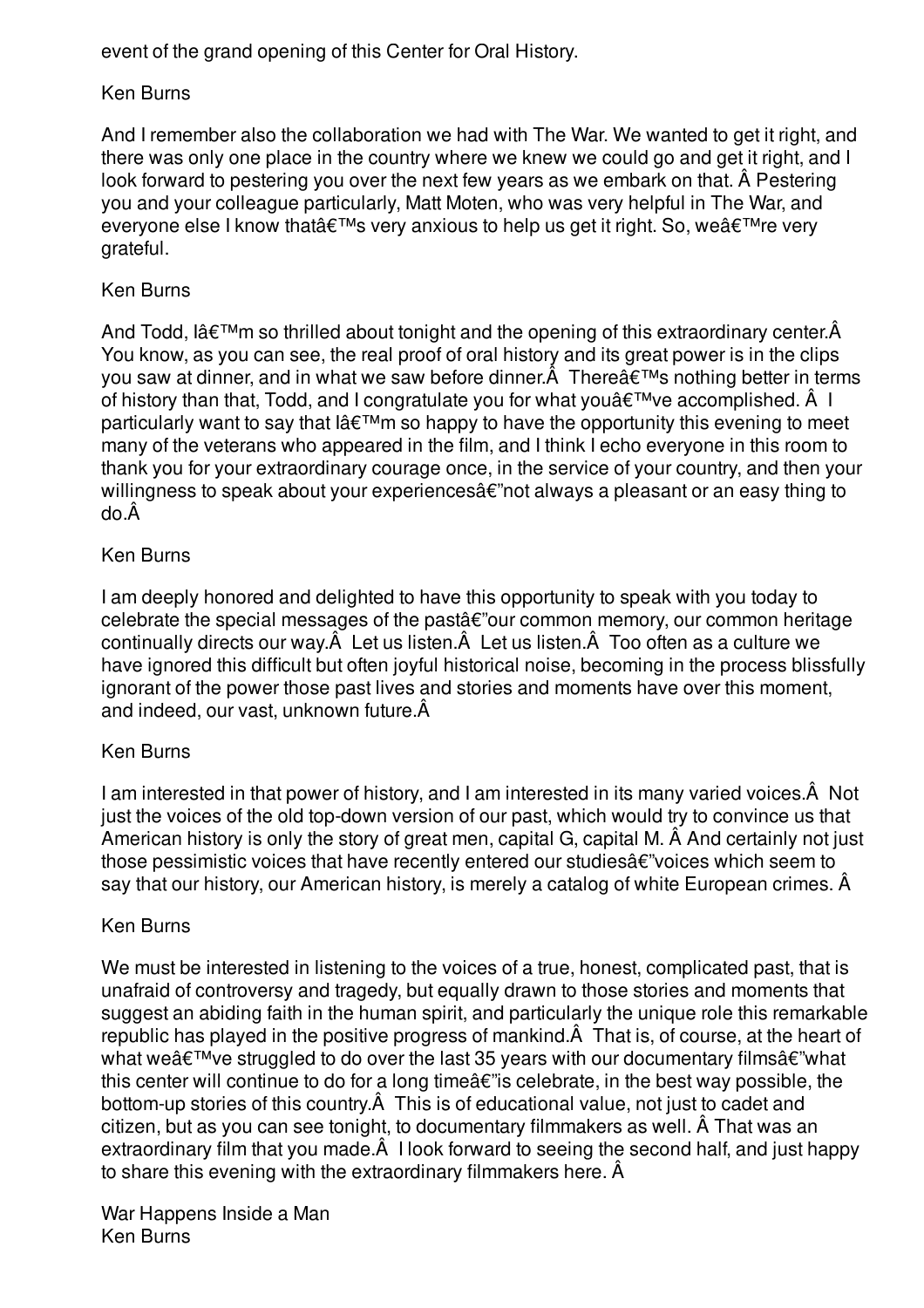event of the grand opening of this Center for Oral History.

Ken Burns

And I remember also the collaboration we had with The War. We wanted to get it right, and there was only one place in the country where we knew we could go and get it right, and I look forward to pestering you over the next few years as we embark on that. Â Pestering you and your colleague particularly, Matt Moten, who was very helpful in The War, and everyone else I know thatâ€™s very anxious to help us get it right. So, weâ€™re very grateful.

Ken Burns

And Todd, Iâ€™m so thrilled about tonight and the opening of this extraordinary center.Â You know, as you can see, the real proof of oral history and its great power is in the clips you saw at dinner, and in what we saw before dinner.Â  Thereâ€™s nothing better in terms of history than that, Todd, and I congratulate you for what youâ€™ve accomplished. Â  I particularly want to say that Iâ€™m so happy to have the opportunity this evening to meet many of the veterans who appeared in the film, and I think I echo everyone in this room to thank you for your extraordinary courage once, in the service of your country, and then your willingness to speak about your experiencesâ€"not always a pleasant or an easy thing to do.Â

Ken Burns

I am deeply honored and delighted to have this opportunity to speak with you today to celebrate the special messages of the pastâ€"our common memory, our common heritage continually directs our way.Â  Let us listen.Â  Let us listen.Â  Too often as a culture we have ignored this difficult but often joyful historical noise, becoming in the process blissfully ignorant of the power those past lives and stories and moments have over this moment, and indeed, our vast, unknown future.Â

Ken Burns

I am interested in that power of history, and I am interested in its many varied voices.Â  Not just the voices of the old top-down version of our past, which would try to convince us that American history is only the story of great men, capital G, capital M. Â And certainly not just those pessimistic voices that have recently entered our studiesâ€"voices which seem to say that our history, our American history, is merely a catalog of white European crimes. Â

Ken Burns

We must be interested in listening to the voices of a true, honest, complicated past, that is unafraid of controversy and tragedy, but equally drawn to those stories and moments that suggest an abiding faith in the human spirit, and particularly the unique role this remarkable republic has played in the positive progress of mankind.Â  That is, of course, at the heart of what weâ€™ve struggled to do over the last 35 years with our documentary filmsâ€"what this center will continue to do for a long timeâ€"is celebrate, in the best way possible, the bottom-up stories of this country.Â  This is of educational value, not just to cadet and citizen, but as you can see tonight, to documentary filmmakers as well. Â That was an extraordinary film that you made.Â  I look forward to seeing the second half, and just happy to share this evening with the extraordinary filmmakers here. Â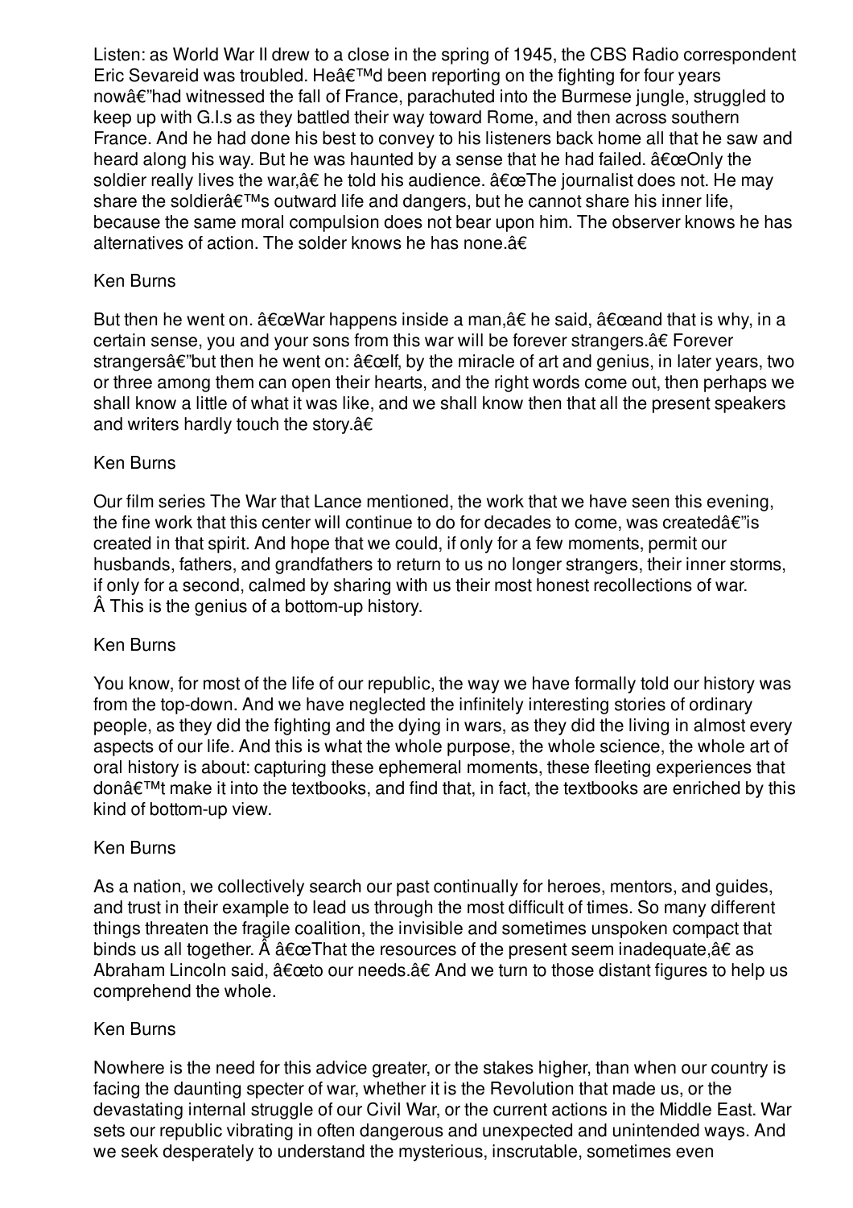Listen: as World War II drew to a close in the spring of 1945, the CBS Radio correspondent Eric Sevareid was troubled. Heâ€™d been reporting on the fighting for four years nowâ€"had witnessed the fall of France, parachuted into the Burmese jungle, struggled to keep up with G.I.s as they battled their way toward Rome, and then across southern France. And he had done his best to convey to his listeners back home all that he saw and heard along his way. But he was haunted by a sense that he had failed. â€œOnly the soldier really lives the war,â€ he told his audience. â€œThe journalist does not. He may share the soldierâ€™s outward life and dangers, but he cannot share his inner life, because the same moral compulsion does not bear upon him. The observer knows he has alternatives of action. The solder knows he has none.â€

Ken Burns

But then he went on. â€œWar happens inside a man,â€ he said, â€œand that is why, in a certain sense, you and your sons from this war will be forever strangers.â€ Forever strangersâ€"but then he went on: â€œIf, by the miracle of art and genius, in later years, two or three among them can open their hearts, and the right words come out, then perhaps we shall know a little of what it was like, and we shall know then that all the present speakers and writers hardly touch the story.â€

Ken Burns

Our film series The War that Lance mentioned, the work that we have seen this evening, the fine work that this center will continue to do for decades to come, was createdâ€"is created in that spirit. And hope that we could, if only for a few moments, permit our husbands, fathers, and grandfathers to return to us no longer strangers, their inner storms, if only for a second, calmed by sharing with us their most honest recollections of war. Â This is the genius of a bottom-up history.

Ken Burns

You know, for most of the life of our republic, the way we have formally told our history was from the top-down. And we have neglected the infinitely interesting stories of ordinary people, as they did the fighting and the dying in wars, as they did the living in almost every aspects of our life. And this is what the whole purpose, the whole science, the whole art of oral history is about: capturing these ephemeral moments, these fleeting experiences that donâ€™t make it into the textbooks, and find that, in fact, the textbooks are enriched by this kind of bottom-up view.

Ken Burns

As a nation, we collectively search our past continually for heroes, mentors, and guides, and trust in their example to lead us through the most difficult of times. So many different things threaten the fragile coalition, the invisible and sometimes unspoken compact that binds us all together. Â â€œThat the resources of the present seem inadequate,â€ as Abraham Lincoln said, â€œto our needs.â€ And we turn to those distant figures to help us comprehend the whole.

Ken Burns

Nowhere is the need for this advice greater, or the stakes higher, than when our country is facing the daunting specter of war, whether it is the Revolution that made us, or the devastating internal struggle of our Civil War, or the current actions in the Middle East. War sets our republic vibrating in often dangerous and unexpected and unintended ways. And we seek desperately to understand the mysterious, inscrutable, sometimes even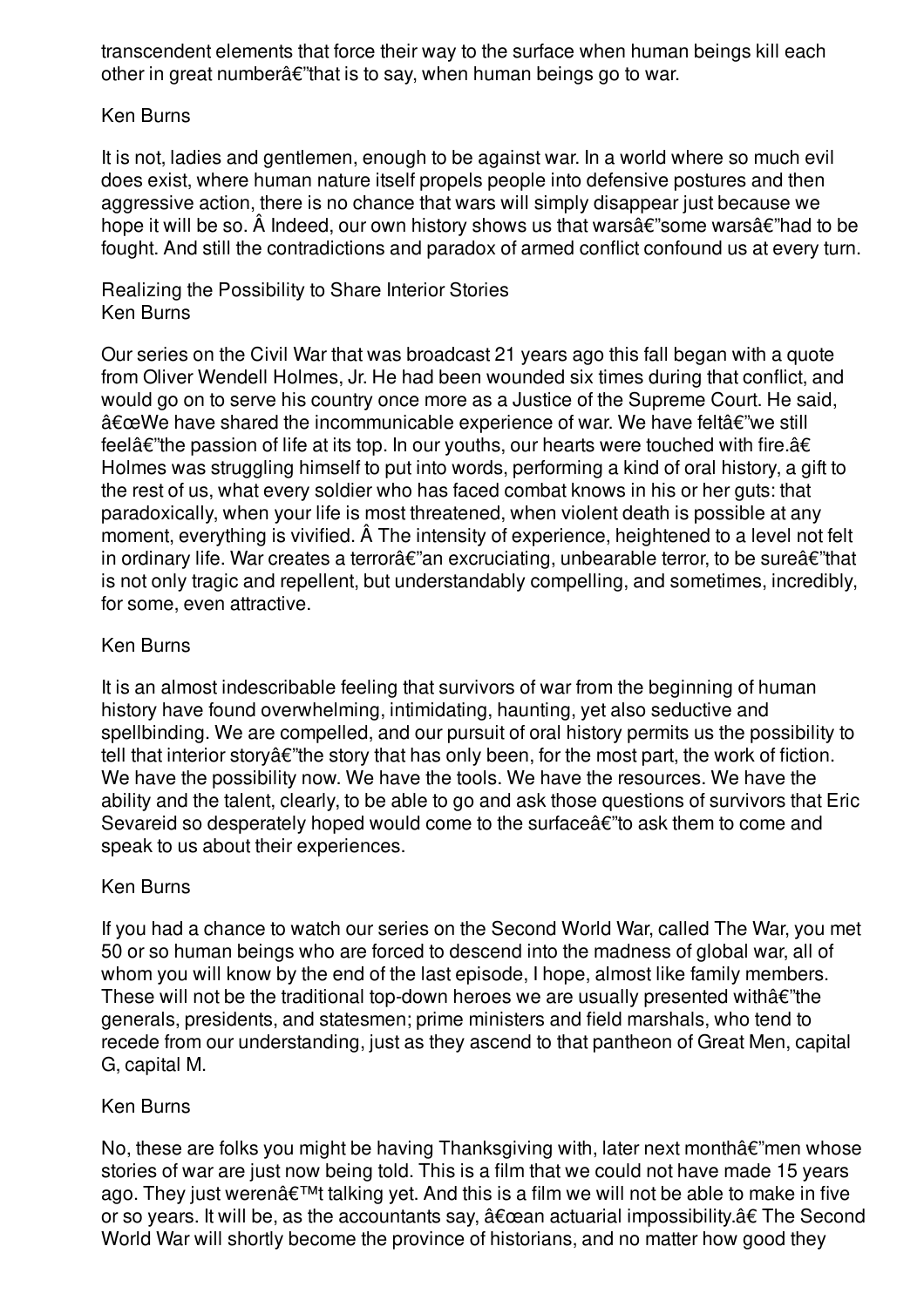transcendent elements that force their way to the surface when human beings kill each other in great numberâ€"that is to say, when human beings go to war.

Ken Burns

It is not, ladies and gentlemen, enough to be against war. In a world where so much evil does exist, where human nature itself propels people into defensive postures and then aggressive action, there is no chance that wars will simply disappear just because we hope it will be so. Â Indeed, our own history shows us that warsâ€"some warsâ€"had to be fought. And still the contradictions and paradox of armed conflict confound us at every turn.

Realizing the Possibility to Share Interior Stories
Ken Burns

Our series on the Civil War that was broadcast 21 years ago this fall began with a quote from Oliver Wendell Holmes, Jr. He had been wounded six times during that conflict, and would go on to serve his country once more as a Justice of the Supreme Court. He said, â€œWe have shared the incommunicable experience of war. We have feltâ€"we still feelâ€"the passion of life at its top. In our youths, our hearts were touched with fire.â€ Holmes was struggling himself to put into words, performing a kind of oral history, a gift to the rest of us, what every soldier who has faced combat knows in his or her guts: that paradoxically, when your life is most threatened, when violent death is possible at any moment, everything is vivified. Â The intensity of experience, heightened to a level not felt in ordinary life. War creates a terrorâ€"an excruciating, unbearable terror, to be sureâ€"that is not only tragic and repellent, but understandably compelling, and sometimes, incredibly, for some, even attractive.

Ken Burns

It is an almost indescribable feeling that survivors of war from the beginning of human history have found overwhelming, intimidating, haunting, yet also seductive and spellbinding. We are compelled, and our pursuit of oral history permits us the possibility to tell that interior storyâ€"the story that has only been, for the most part, the work of fiction. We have the possibility now. We have the tools. We have the resources. We have the ability and the talent, clearly, to be able to go and ask those questions of survivors that Eric Sevareid so desperately hoped would come to the surfaceâ€"to ask them to come and speak to us about their experiences.

Ken Burns

If you had a chance to watch our series on the Second World War, called The War, you met 50 or so human beings who are forced to descend into the madness of global war, all of whom you will know by the end of the last episode, I hope, almost like family members. These will not be the traditional top-down heroes we are usually presented withâ€"the generals, presidents, and statesmen; prime ministers and field marshals, who tend to recede from our understanding, just as they ascend to that pantheon of Great Men, capital G, capital M.

Ken Burns

No, these are folks you might be having Thanksgiving with, later next monthâ€"men whose stories of war are just now being told. This is a film that we could not have made 15 years ago. They just werenâ€™t talking yet. And this is a film we will not be able to make in five or so years. It will be, as the accountants say, â€œan actuarial impossibility.â€ The Second World War will shortly become the province of historians, and no matter how good they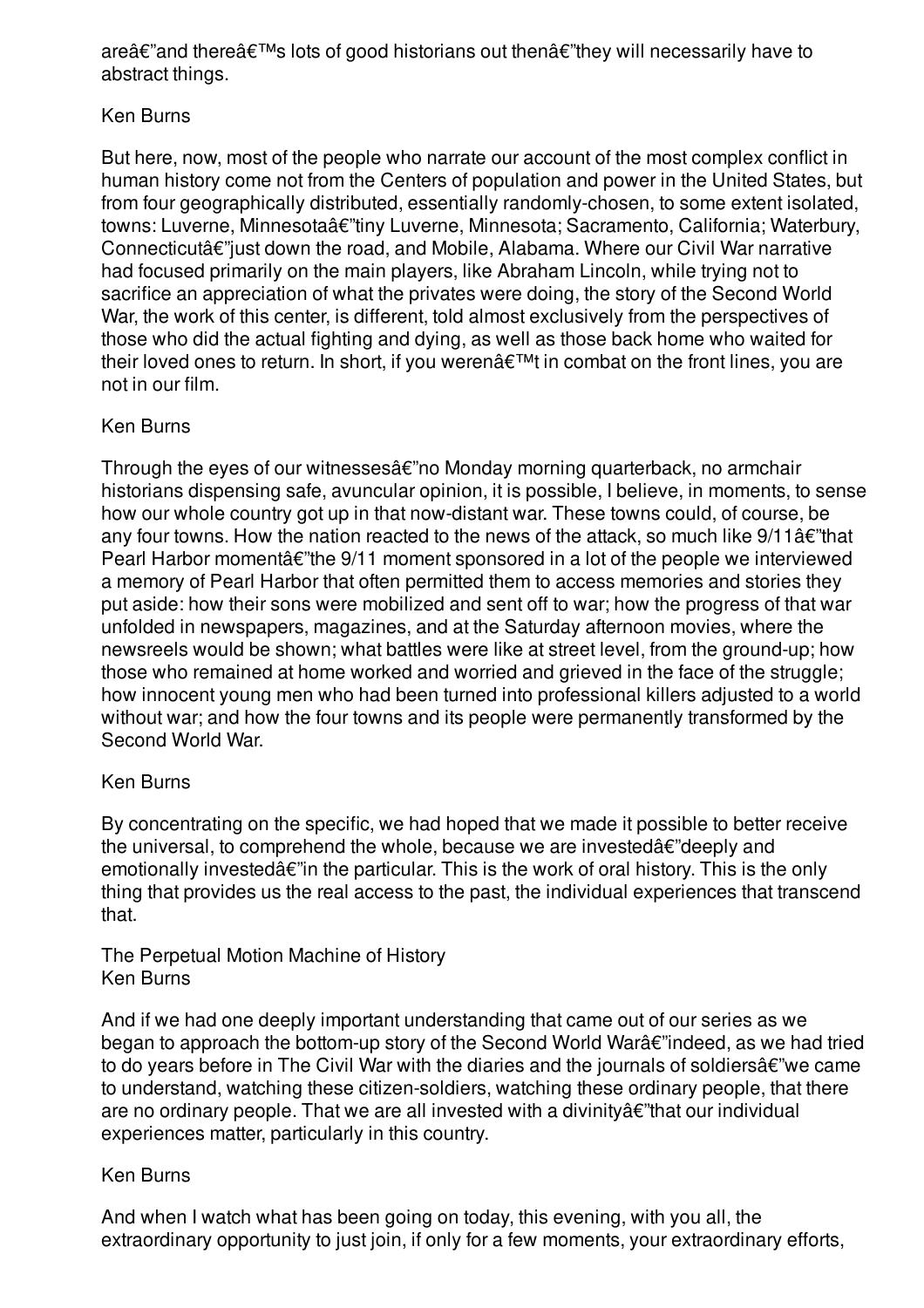areâ€"and thereâ€™s lots of good historians out thenâ€"they will necessarily have to abstract things.

Ken Burns

But here, now, most of the people who narrate our account of the most complex conflict in human history come not from the Centers of population and power in the United States, but from four geographically distributed, essentially randomly-chosen, to some extent isolated, towns: Luverne, Minnesotaâ€"tiny Luverne, Minnesota; Sacramento, California; Waterbury, Connecticutâ€"just down the road, and Mobile, Alabama. Where our Civil War narrative had focused primarily on the main players, like Abraham Lincoln, while trying not to sacrifice an appreciation of what the privates were doing, the story of the Second World War, the work of this center, is different, told almost exclusively from the perspectives of those who did the actual fighting and dying, as well as those back home who waited for their loved ones to return. In short, if you werenâ€™t in combat on the front lines, you are not in our film.

Ken Burns

Through the eyes of our witnessesâ€"no Monday morning quarterback, no armchair historians dispensing safe, avuncular opinion, it is possible, I believe, in moments, to sense how our whole country got up in that now-distant war. These towns could, of course, be any four towns. How the nation reacted to the news of the attack, so much like 9/11â€"that Pearl Harbor momentâ€"the 9/11 moment sponsored in a lot of the people we interviewed a memory of Pearl Harbor that often permitted them to access memories and stories they put aside: how their sons were mobilized and sent off to war; how the progress of that war unfolded in newspapers, magazines, and at the Saturday afternoon movies, where the newsreels would be shown; what battles were like at street level, from the ground-up; how those who remained at home worked and worried and grieved in the face of the struggle; how innocent young men who had been turned into professional killers adjusted to a world without war; and how the four towns and its people were permanently transformed by the Second World War.

Ken Burns

By concentrating on the specific, we had hoped that we made it possible to better receive the universal, to comprehend the whole, because we are investedâ€"deeply and emotionally investedâ€"in the particular. This is the work of oral history. This is the only thing that provides us the real access to the past, the individual experiences that transcend that.

The Perpetual Motion Machine of History
Ken Burns

And if we had one deeply important understanding that came out of our series as we began to approach the bottom-up story of the Second World Warâ€"indeed, as we had tried to do years before in The Civil War with the diaries and the journals of soldiersâ€"we came to understand, watching these citizen-soldiers, watching these ordinary people, that there are no ordinary people. That we are all invested with a divinityâ€"that our individual experiences matter, particularly in this country.

Ken Burns

And when I watch what has been going on today, this evening, with you all, the extraordinary opportunity to just join, if only for a few moments, your extraordinary efforts,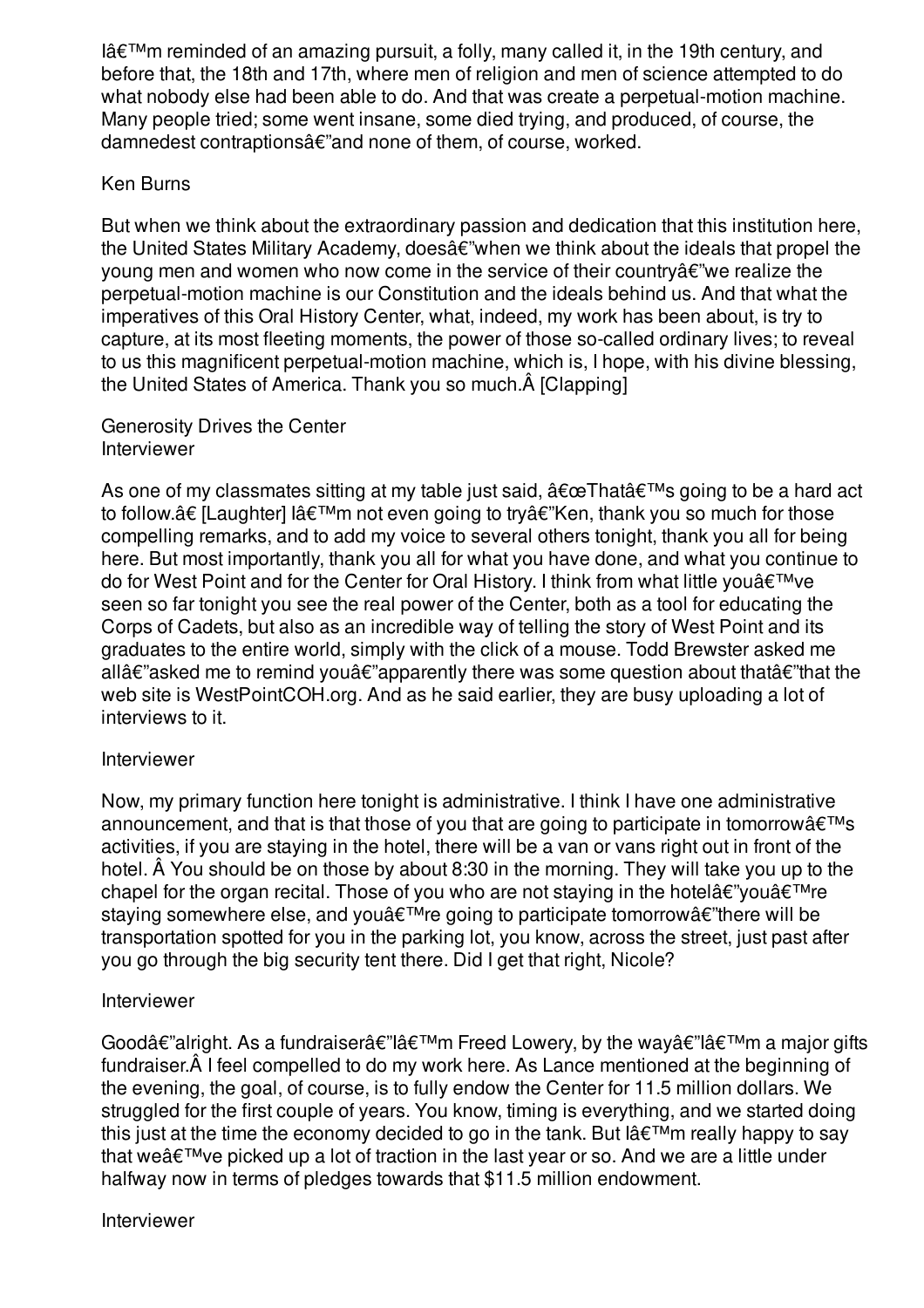Iâ€™m reminded of an amazing pursuit, a folly, many called it, in the 19th century, and before that, the 18th and 17th, where men of religion and men of science attempted to do what nobody else had been able to do. And that was create a perpetual-motion machine. Many people tried; some went insane, some died trying, and produced, of course, the damnedest contraptionsâ€"and none of them, of course, worked.

Ken Burns

But when we think about the extraordinary passion and dedication that this institution here, the United States Military Academy, doesâ€"when we think about the ideals that propel the young men and women who now come in the service of their countryâ€"we realize the perpetual-motion machine is our Constitution and the ideals behind us. And that what the imperatives of this Oral History Center, what, indeed, my work has been about, is try to capture, at its most fleeting moments, the power of those so-called ordinary lives; to reveal to us this magnificent perpetual-motion machine, which is, I hope, with his divine blessing, the United States of America. Thank you so much.Â [Clapping]

Generosity Drives the Center
Interviewer

As one of my classmates sitting at my table just said, â€œThatâ€™s going to be a hard act to follow.â€ [Laughter] Iâ€™m not even going to tryâ€"Ken, thank you so much for those compelling remarks, and to add my voice to several others tonight, thank you all for being here. But most importantly, thank you all for what you have done, and what you continue to do for West Point and for the Center for Oral History. I think from what little youâ€™ve seen so far tonight you see the real power of the Center, both as a tool for educating the Corps of Cadets, but also as an incredible way of telling the story of West Point and its graduates to the entire world, simply with the click of a mouse. Todd Brewster asked me allâ€"asked me to remind youâ€"apparently there was some question about thatâ€"that the web site is WestPointCOH.org. And as he said earlier, they are busy uploading a lot of interviews to it.

Interviewer

Now, my primary function here tonight is administrative. I think I have one administrative announcement, and that is that those of you that are going to participate in tomorrowâ€™s activities, if you are staying in the hotel, there will be a van or vans right out in front of the hotel. Â You should be on those by about 8:30 in the morning. They will take you up to the chapel for the organ recital. Those of you who are not staying in the hotelâ€"youâ€™re staying somewhere else, and youâ€™re going to participate tomorrowâ€"there will be transportation spotted for you in the parking lot, you know, across the street, just past after you go through the big security tent there. Did I get that right, Nicole?

Interviewer

Goodâ€"alright. As a fundraiserâ€"Iâ€™m Freed Lowery, by the wayâ€"Iâ€™m a major gifts fundraiser.Â I feel compelled to do my work here. As Lance mentioned at the beginning of the evening, the goal, of course, is to fully endow the Center for 11.5 million dollars. We struggled for the first couple of years. You know, timing is everything, and we started doing this just at the time the economy decided to go in the tank. But Iâ€™m really happy to say that weâ€™ve picked up a lot of traction in the last year or so. And we are a little under halfway now in terms of pledges towards that $11.5 million endowment.

Interviewer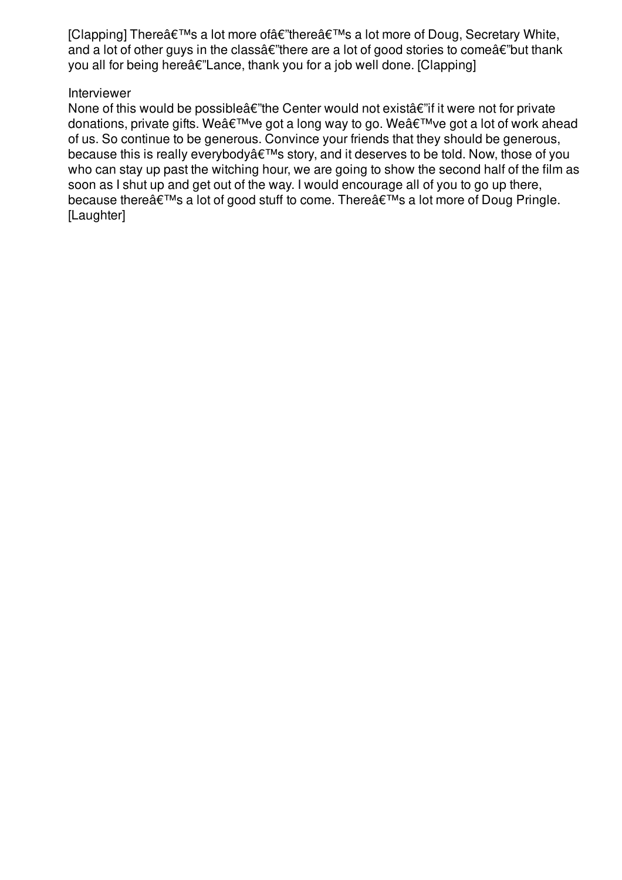[Clapping] Thereâ€™s a lot more ofâ€"thereâ€™s a lot more of Doug, Secretary White, and a lot of other guys in the classâ€"there are a lot of good stories to comeâ€"but thank you all for being hereâ€"Lance, thank you for a job well done. [Clapping]

Interviewer
None of this would be possibleâ€"the Center would not existâ€"if it were not for private donations, private gifts. Weâ€™ve got a long way to go. Weâ€™ve got a lot of work ahead of us. So continue to be generous. Convince your friends that they should be generous, because this is really everybodyâ€™s story, and it deserves to be told. Now, those of you who can stay up past the witching hour, we are going to show the second half of the film as soon as I shut up and get out of the way. I would encourage all of you to go up there, because thereâ€™s a lot of good stuff to come. Thereâ€™s a lot more of Doug Pringle. [Laughter]